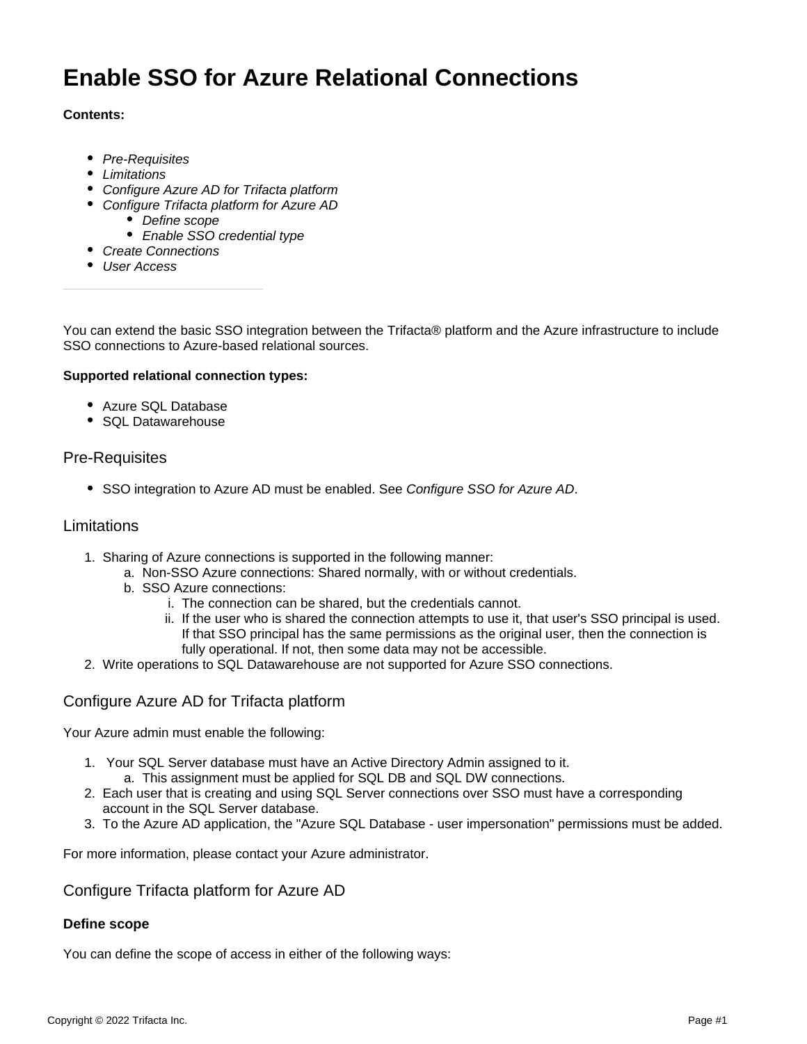# Enable SSO for Azure Relational Connections

**Contents:**

- *Pre-Requisites*
- *Limitations*
- *Configure Azure AD for Trifacta platform*
- *Configure Trifacta platform for Azure AD*
    - *Define scope*
    - *Enable SSO credential type*
- *Create Connections*
- *User Access*

---

You can extend the basic SSO integration between the Trifacta® platform and the Azure infrastructure to include SSO connections to Azure-based relational sources.

**Supported relational connection types:**

- Azure SQL Database
- SQL Datawarehouse

## Pre-Requisites

- SSO integration to Azure AD must be enabled. See *Configure SSO for Azure AD*.

## Limitations

1. Sharing of Azure connections is supported in the following manner:
    a. Non-SSO Azure connections: Shared normally, with or without credentials.
    b. SSO Azure connections:
        i. The connection can be shared, but the credentials cannot.
        ii. If the user who is shared the connection attempts to use it, that user's SSO principal is used. If that SSO principal has the same permissions as the original user, then the connection is fully operational. If not, then some data may not be accessible.
2. Write operations to SQL Datawarehouse are not supported for Azure SSO connections.

## Configure Azure AD for Trifacta platform

Your Azure admin must enable the following:

1. Your SQL Server database must have an Active Directory Admin assigned to it.
    a. This assignment must be applied for SQL DB and SQL DW connections.
2. Each user that is creating and using SQL Server connections over SSO must have a corresponding account in the SQL Server database.
3. To the Azure AD application, the "Azure SQL Database - user impersonation" permissions must be added.

For more information, please contact your Azure administrator.

## Configure Trifacta platform for Azure AD

### Define scope

You can define the scope of access in either of the following ways: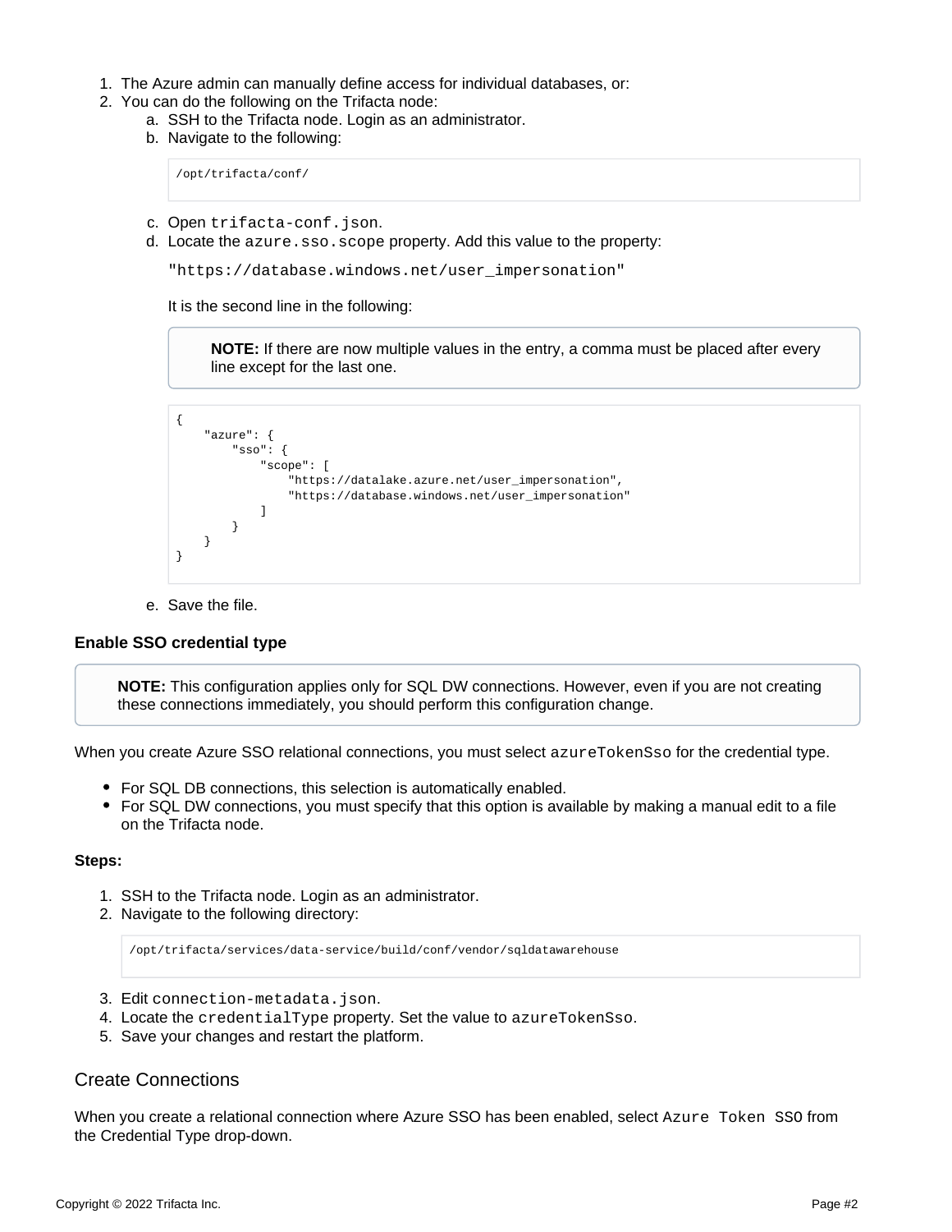1. The Azure admin can manually define access for individual databases, or:
2. You can do the following on the Trifacta node:
   a. SSH to the Trifacta node. Login as an administrator.
   b. Navigate to the following:

      ```
      /opt/trifacta/conf/
      ```

   c. Open `trifacta-conf.json`.
   d. Locate the `azure.sso.scope` property. Add this value to the property:

      `"https://database.windows.net/user_impersonation"`

      It is the second line in the following:

      > **NOTE:** If there are now multiple values in the entry, a comma must be placed after every line except for the last one.

      ```
      {
          "azure": {
              "sso": {
                  "scope": [
                      "https://datalake.azure.net/user_impersonation",
                      "https://database.windows.net/user_impersonation"
                  ]
              }
          }
      }
      ```

   e. Save the file.

#### Enable SSO credential type

> **NOTE:** This configuration applies only for SQL DW connections. However, even if you are not creating these connections immediately, you should perform this configuration change.

When you create Azure SSO relational connections, you must select `azureTokenSso` for the credential type.

- For SQL DB connections, this selection is automatically enabled.
- For SQL DW connections, you must specify that this option is available by making a manual edit to a file on the Trifacta node.

**Steps:**

1. SSH to the Trifacta node. Login as an administrator.
2. Navigate to the following directory:

   ```
   /opt/trifacta/services/data-service/build/conf/vendor/sqldatawarehouse
   ```

3. Edit `connection-metadata.json`.
4. Locate the `credentialType` property. Set the value to `azureTokenSso`.
5. Save your changes and restart the platform.

## Create Connections

When you create a relational connection where Azure SSO has been enabled, select `Azure Token SSO` from the Credential Type drop-down.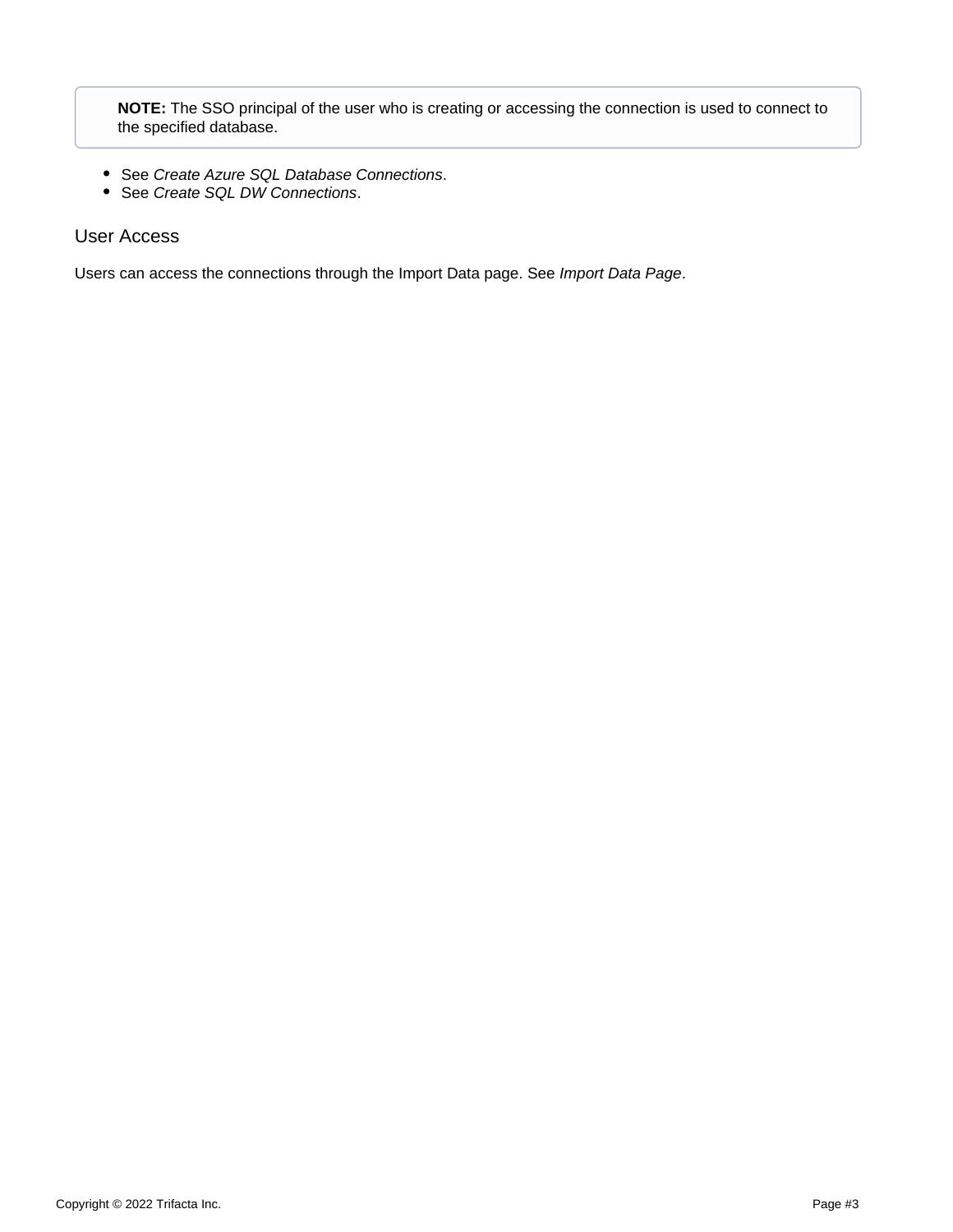> **NOTE:** The SSO principal of the user who is creating or accessing the connection is used to connect to the specified database.

- See *Create Azure SQL Database Connections*.
- See *Create SQL DW Connections*.

## User Access

Users can access the connections through the Import Data page. See *Import Data Page*.